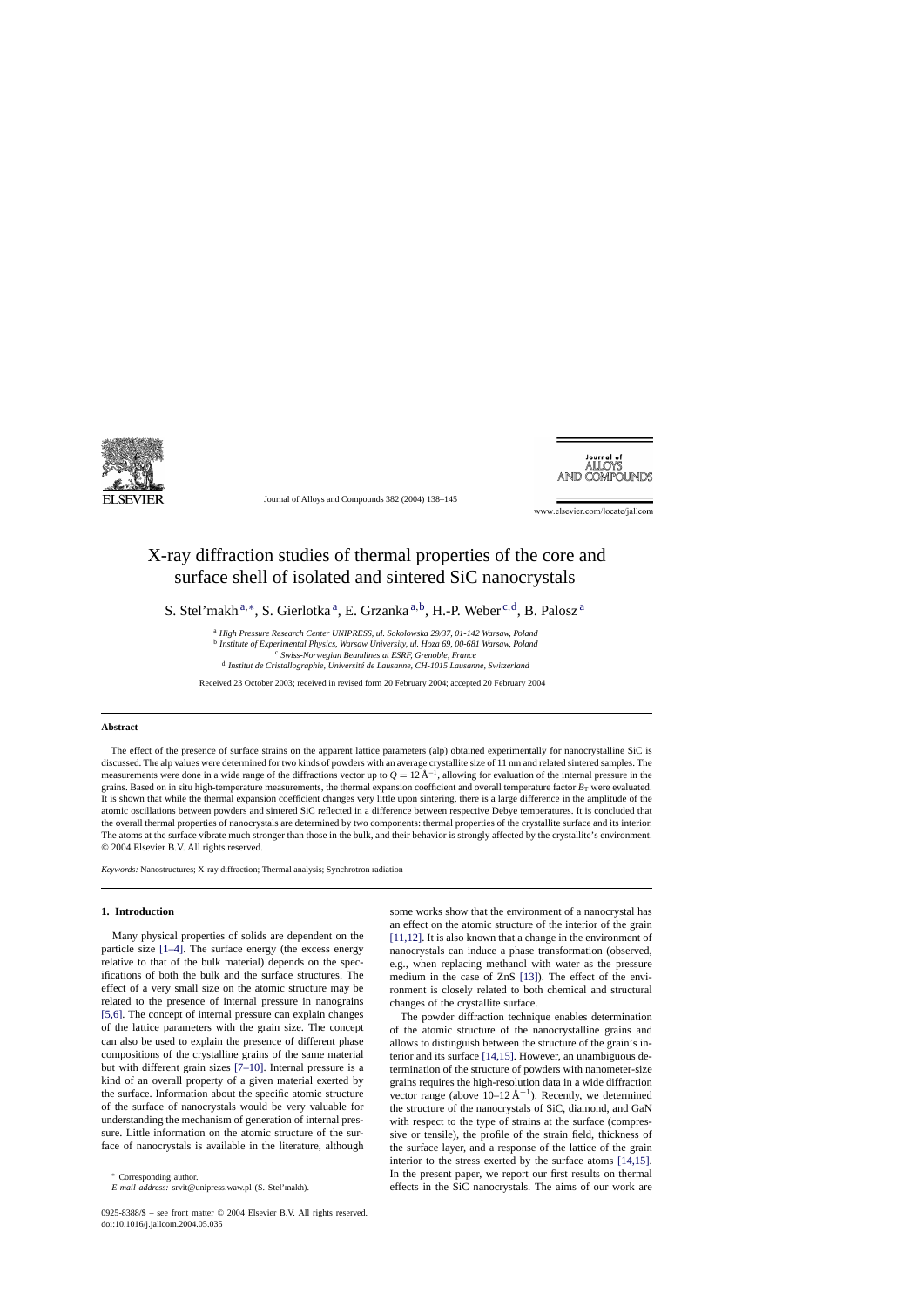# X-ray diffraction studies of thermal properties of the core and surface shell of isolated and sintered SiC nanocrystals

S. Stel'makh [a,*], S. Gierlotka [a], E. Grzanka [a,b], H.-P. Weber [c,d], B. Palosz [a]

[a] *High Pressure Research Center UNIPRESS, ul. Sokolowska 29/37, 01-142 Warsaw, Poland*
[b] *Institute of Experimental Physics, Warsaw University, ul. Hoza 69, 00-681 Warsaw, Poland*
[c] *Swiss-Norwegian Beamlines at ESRF, Grenoble, France*
[d] *Institut de Cristallographie, Université de Lausanne, CH-1015 Lausanne, Switzerland*

Received 23 October 2003; received in revised form 20 February 2004; accepted 20 February 2004

## Abstract

The effect of the presence of surface strains on the apparent lattice parameters (alp) obtained experimentally for nanocrystalline SiC is discussed. The alp values were determined for two kinds of powders with an average crystallite size of 11 nm and related sintered samples. The measurements were done in a wide range of the diffractions vector up to $Q = 12\,\text{Å}^{-1}$, allowing for evaluation of the internal pressure in the grains. Based on in situ high-temperature measurements, the thermal expansion coefficient and overall temperature factor $B_T$ were evaluated. It is shown that while the thermal expansion coefficient changes very little upon sintering, there is a large difference in the amplitude of the atomic oscillations between powders and sintered SiC reflected in a difference between respective Debye temperatures. It is concluded that the overall thermal properties of nanocrystals are determined by two components: thermal properties of the crystallite surface and its interior. The atoms at the surface vibrate much stronger than those in the bulk, and their behavior is strongly affected by the crystallite's environment.
© 2004 Elsevier B.V. All rights reserved.

*Keywords:* Nanostructures; X-ray diffraction; Thermal analysis; Synchrotron radiation

## 1. Introduction

Many physical properties of solids are dependent on the particle size [1–4]. The surface energy (the excess energy relative to that of the bulk material) depends on the specifications of both the bulk and the surface structures. The effect of a very small size on the atomic structure may be related to the presence of internal pressure in nanograins [5,6]. The concept of internal pressure can explain changes of the lattice parameters with the grain size. The concept can also be used to explain the presence of different phase compositions of the crystalline grains of the same material but with different grain sizes [7–10]. Internal pressure is a kind of an overall property of a given material exerted by the surface. Information about the specific atomic structure of the surface of nanocrystals would be very valuable for understanding the mechanism of generation of internal pressure. Little information on the atomic structure of the surface of nanocrystals is available in the literature, although some works show that the environment of a nanocrystal has an effect on the atomic structure of the interior of the grain [11,12]. It is also known that a change in the environment of nanocrystals can induce a phase transformation (observed, e.g., when replacing methanol with water as the pressure medium in the case of ZnS [13]). The effect of the environment is closely related to both chemical and structural changes of the crystallite surface.

The powder diffraction technique enables determination of the atomic structure of the nanocrystalline grains and allows to distinguish between the structure of the grain's interior and its surface [14,15]. However, an unambiguous determination of the structure of powders with nanometer-size grains requires the high-resolution data in a wide diffraction vector range (above $10–12\,\text{Å}^{-1}$). Recently, we determined the structure of the nanocrystals of SiC, diamond, and GaN with respect to the type of strains at the surface (compressive or tensile), the profile of the strain field, thickness of the surface layer, and a response of the lattice of the grain interior to the stress exerted by the surface atoms [14,15]. In the present paper, we report our first results on thermal effects in the SiC nanocrystals. The aims of our work are

* Corresponding author.
*E-mail address:* srvit@unipress.waw.pl (S. Stel'makh).

0925-8388/$ – see front matter © 2004 Elsevier B.V. All rights reserved.
doi:10.1016/j.jallcom.2004.05.035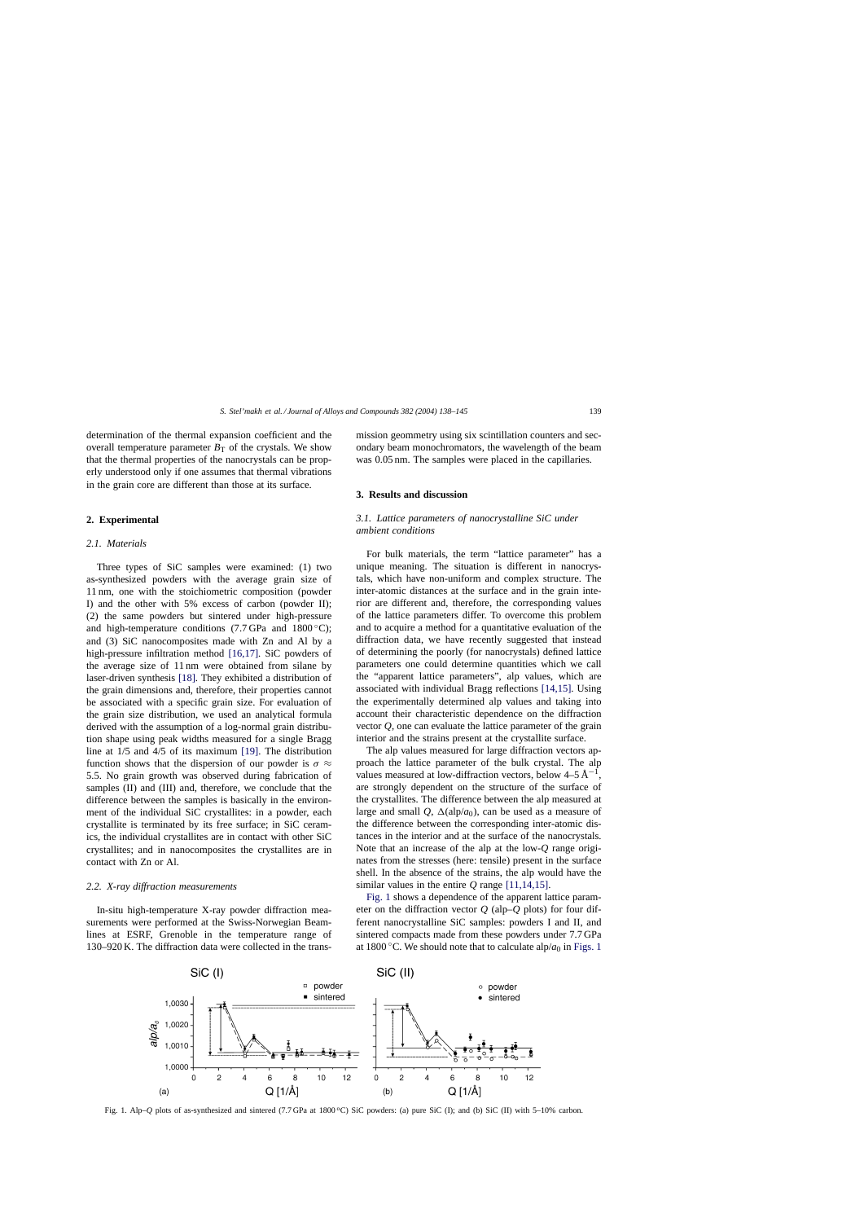determination of the thermal expansion coefficient and the overall temperature parameter $B_T$ of the crystals. We show that the thermal properties of the nanocrystals can be properly understood only if one assumes that thermal vibrations in the grain core are different than those at its surface.

## 2. Experimental

### 2.1. Materials

Three types of SiC samples were examined: (1) two as-synthesized powders with the average grain size of 11 nm, one with the stoichiometric composition (powder I) and the other with 5% excess of carbon (powder II); (2) the same powders but sintered under high-pressure and high-temperature conditions (7.7 GPa and 1800 °C); and (3) SiC nanocomposites made with Zn and Al by a high-pressure infiltration method [16,17]. SiC powders of the average size of 11 nm were obtained from silane by laser-driven synthesis [18]. They exhibited a distribution of the grain dimensions and, therefore, their properties cannot be associated with a specific grain size. For evaluation of the grain size distribution, we used an analytical formula derived with the assumption of a log-normal grain distribution shape using peak widths measured for a single Bragg line at 1/5 and 4/5 of its maximum [19]. The distribution function shows that the dispersion of our powder is $\sigma \approx 5.5$. No grain growth was observed during fabrication of samples (II) and (III) and, therefore, we conclude that the difference between the samples is basically in the environment of the individual SiC crystallites: in a powder, each crystallite is terminated by its free surface; in SiC ceramics, the individual crystallites are in contact with other SiC crystallites; and in nanocomposites the crystallites are in contact with Zn or Al.

### 2.2. X-ray diffraction measurements

In-situ high-temperature X-ray powder diffraction measurements were performed at the Swiss-Norwegian Beamlines at ESRF, Grenoble in the temperature range of 130–920 K. The diffraction data were collected in the transmission geommetry using six scintillation counters and secondary beam monochromators, the wavelength of the beam was 0.05 nm. The samples were placed in the capillaries.

## 3. Results and discussion

### 3.1. Lattice parameters of nanocrystalline SiC under ambient conditions

For bulk materials, the term "lattice parameter" has a unique meaning. The situation is different in nanocrystals, which have non-uniform and complex structure. The inter-atomic distances at the surface and in the grain interior are different and, therefore, the corresponding values of the lattice parameters differ. To overcome this problem and to acquire a method for a quantitative evaluation of the diffraction data, we have recently suggested that instead of determining the poorly (for nanocrystals) defined lattice parameters one could determine quantities which we call the "apparent lattice parameters", alp values, which are associated with individual Bragg reflections [14,15]. Using the experimentally determined alp values and taking into account their characteristic dependence on the diffraction vector $Q$, one can evaluate the lattice parameter of the grain interior and the strains present at the crystallite surface.

The alp values measured for large diffraction vectors approach the lattice parameter of the bulk crystal. The alp values measured at low-diffraction vectors, below 4–5 Å$^{-1}$, are strongly dependent on the structure of the surface of the crystallites. The difference between the alp measured at large and small $Q$, $\Delta(\text{alp}/a_0)$, can be used as a measure of the difference between the corresponding inter-atomic distances in the interior and at the surface of the nanocrystals. Note that an increase of the alp at the low-$Q$ range originates from the stresses (here: tensile) present in the surface shell. In the absence of the strains, the alp would have the similar values in the entire $Q$ range [11,14,15].

Fig. 1 shows a dependence of the apparent lattice parameter on the diffraction vector $Q$ (alp–$Q$ plots) for four different nanocrystalline SiC samples: powders I and II, and sintered compacts made from these powders under 7.7 GPa at 1800 °C. We should note that to calculate alp/$a_0$ in Figs. 1

Fig. 1. Alp–$Q$ plots of as-synthesized and sintered (7.7 GPa at 1800 °C) SiC powders: (a) pure SiC (I); and (b) SiC (II) with 5–10% carbon.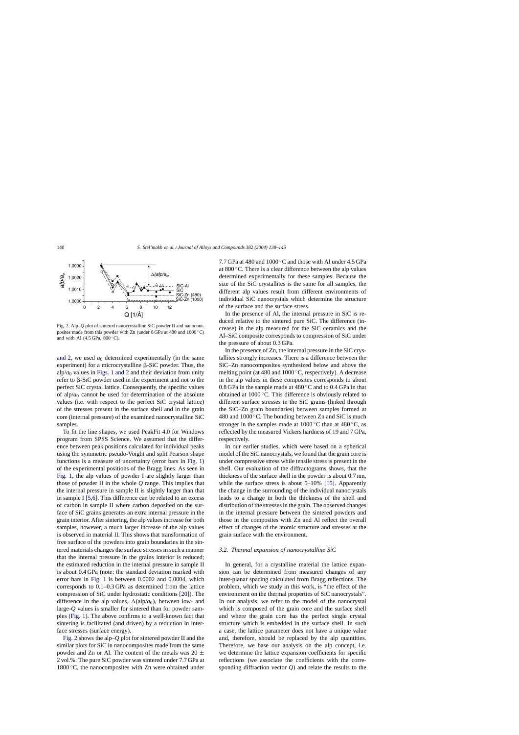Fig. 2. Alp–$Q$ plot of sintered nanocrystalline SiC powder II and nanocomposites made from this powder with Zn (under 8 GPa at 480 and 1000 °C) and with Al (4.5 GPa, 800 °C).

and 2, we used $a_0$ determined experimentally (in the same experiment) for a microcrystalline β-SiC powder. Thus, the alp/$a_0$ values in Figs. 1 and 2 and their deviation from unity refer to β-SiC powder used in the experiment and not to the perfect SiC crystal lattice. Consequently, the specific values of alp/$a_0$ cannot be used for determination of the absolute values (i.e. with respect to the perfect SiC crystal lattice) of the stresses present in the surface shell and in the grain core (internal pressure) of the examined nanocrystalline SiC samples.

To fit the line shapes, we used PeakFit 4.0 for Windows program from SPSS Science. We assumed that the difference between peak positions calculated for individual peaks using the symmetric pseudo-Voight and split Pearson shape functions is a measure of uncertainty (error bars in Fig. 1) of the experimental positions of the Bragg lines. As seen in Fig. 1, the alp values of powder I are slightly larger than those of powder II in the whole $Q$ range. This implies that the internal pressure in sample II is slightly larger than that in sample I [5,6]. This difference can be related to an excess of carbon in sample II where carbon deposited on the surface of SiC grains generates an extra internal pressure in the grain interior. After sintering, the alp values increase for both samples, however, a much larger increase of the alp values is observed in material II. This shows that transformation of free surface of the powders into grain boundaries in the sintered materials changes the surface stresses in such a manner that the internal pressure in the grains interior is reduced; the estimated reduction in the internal pressure in sample II is about 0.4 GPa (note: the standard deviation marked with error bars in Fig. 1 is between 0.0002 and 0.0004, which corresponds to 0.1–0.3 GPa as determined from the lattice compression of SiC under hydrostatic conditions [20]). The difference in the alp values, $\Delta(\mathrm{alp}/a_0)$, between low- and large-$Q$ values is smaller for sintered than for powder samples (Fig. 1). The above confirms to a well-known fact that sintering is facilitated (and driven) by a reduction in interface stresses (surface energy).

Fig. 2 shows the alp–$Q$ plot for sintered powder II and the similar plots for SiC in nanocomposites made from the same powder and Zn or Al. The content of the metals was 20 ± 2 vol.%. The pure SiC powder was sintered under 7.7 GPa at 1800 °C, the nanocomposites with Zn were obtained under 7.7 GPa at 480 and 1000 °C and those with Al under 4.5 GPa at 800 °C. There is a clear difference between the alp values determined experimentally for these samples. Because the size of the SiC crystallites is the same for all samples, the different alp values result from different environments of individual SiC nanocrystals which determine the structure of the surface and the surface stress.

In the presence of Al, the internal pressure in SiC is reduced relative to the sintered pure SiC. The difference (increase) in the alp measured for the SiC ceramics and the Al–SiC composite corresponds to compression of SiC under the pressure of about 0.3 GPa.

In the presence of Zn, the internal pressure in the SiC crystallites strongly increases. There is a difference between the SiC–Zn nanocomposites synthesized below and above the melting point (at 480 and 1000 °C, respectively). A decrease in the alp values in these composites corresponds to about 0.8 GPa in the sample made at 480 °C and to 0.4 GPa in that obtained at 1000 °C. This difference is obviously related to different surface stresses in the SiC grains (linked through the SiC–Zn grain boundaries) between samples formed at 480 and 1000 °C. The bonding between Zn and SiC is much stronger in the samples made at 1000 °C than at 480 °C, as reflected by the measured Vickers hardness of 19 and 7 GPa, respectively.

In our earlier studies, which were based on a spherical model of the SiC nanocrystals, we found that the grain core is under compressive stress while tensile stress is present in the shell. Our evaluation of the diffractograms shows, that the thickness of the surface shell in the powder is about 0.7 nm, while the surface stress is about 5–10% [15]. Apparently the change in the surrounding of the individual nanocrystals leads to a change in both the thickness of the shell and distribution of the stresses in the grain. The observed changes in the internal pressure between the sintered powders and those in the composites with Zn and Al reflect the overall effect of changes of the atomic structure and stresses at the grain surface with the environment.

### 3.2. Thermal expansion of nanocrystalline SiC

In general, for a crystalline material the lattice expansion can be determined from measured changes of any inter-planar spacing calculated from Bragg reflections. The problem, which we study in this work, is "the effect of the environment on the thermal properties of SiC nanocrystals". In our analysis, we refer to the model of the nanocrystal which is composed of the grain core and the surface shell and where the grain core has the perfect single crystal structure which is embedded in the surface shell. In such a case, the lattice parameter does not have a unique value and, therefore, should be replaced by the alp quantities. Therefore, we base our analysis on the alp concept, i.e. we determine the lattice expansion coefficients for specific reflections (we associate the coefficients with the corresponding diffraction vector $Q$) and relate the results to the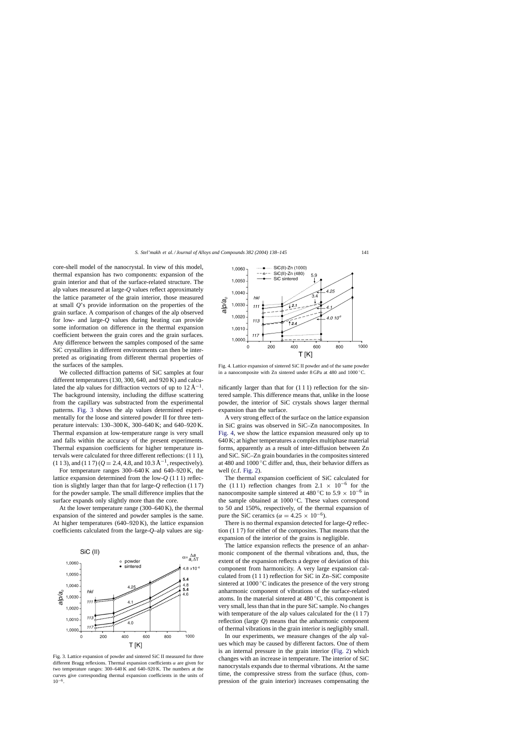core-shell model of the nanocrystal. In view of this model, thermal expansion has two components: expansion of the grain interior and that of the surface-related structure. The alp values measured at large-$Q$ values reflect approximately the lattice parameter of the grain interior, those measured at small $Q$'s provide information on the properties of the grain surface. A comparison of changes of the alp observed for low- and large-$Q$ values during heating can provide some information on difference in the thermal expansion coefficient between the grain cores and the grain surfaces. Any difference between the samples composed of the same SiC crystallites in different environments can then be interpreted as originating from different thermal properties of the surfaces of the samples.

We collected diffraction patterns of SiC samples at four different temperatures (130, 300, 640, and 920 K) and calculated the alp values for diffraction vectors of up to 12 Å$^{-1}$. The background intensity, including the diffuse scattering from the capillary was substracted from the experimental patterns. Fig. 3 shows the alp values determined experimentally for the loose and sintered powder II for three temperature intervals: 130–300 K, 300–640 K; and 640–920 K. Thermal expansion at low-temperature range is very small and falls within the accuracy of the present experiments. Thermal expansion coefficients for higher temperature intervals were calculated for three different reflections: (1 1 1), (1 1 3), and (1 1 7) ($Q = 2.4$, 4.8, and 10.3 Å$^{-1}$, respectively).

For temperature ranges 300–640 K and 640–920 K, the lattice expansion determined from the low-$Q$ (1 1 1) reflection is slightly larger than that for large-$Q$ reflection (1 1 7) for the powder sample. The small difference implies that the surface expands only slightly more than the core.

At the lower temperature range (300–640 K), the thermal expansion of the sintered and powder samples is the same. At higher temperatures (640–920 K), the lattice expansion coefficients calculated from the large-$Q$–alp values are significantly larger than that for (1 1 1) reflection for the sintered sample. This difference means that, unlike in the loose powder, the interior of SiC crystals shows larger thermal expansion than the surface.

Fig. 3. Lattice expansion of powder and sintered SiC II measured for three different Bragg reflexions. Thermal expansion coefficients $\alpha$ are given for two temperature ranges: 300–640 K and 640–920 K. The numbers at the curves give corresponding thermal expansion coefficients in the units of $10^{-6}$.

Fig. 4. Lattice expansion of sintered SiC II powder and of the same powder in a nanocomposite with Zn sintered under 8 GPa at 480 and 1000 °C.

A very strong effect of the surface on the lattice expansion in SiC grains was observed in SiC–Zn nanocomposites. In Fig. 4, we show the lattice expansion measured only up to 640 K; at higher temperatures a complex multiphase material forms, apparently as a result of inter-diffusion between Zn and SiC. SiC–Zn grain boundaries in the composites sintered at 480 and 1000 °C differ and, thus, their behavior differs as well (c.f. Fig. 2).

The thermal expansion coefficient of SiC calculated for the (1 1 1) reflection changes from $2.1 \times 10^{-6}$ for the nanocomposite sample sintered at 480 °C to $5.9 \times 10^{-6}$ in the sample obtained at 1000 °C. These values correspond to 50 and 150%, respectively, of the thermal expansion of pure the SiC ceramics ($\alpha = 4.25 \times 10^{-6}$).

There is no thermal expansion detected for large-$Q$ reflection (1 1 7) for either of the composites. That means that the expansion of the interior of the grains is negligible.

The lattice expansion reflects the presence of an anharmonic component of the thermal vibrations and, thus, the extent of the expansion reflects a degree of deviation of this component from harmonicity. A very large expansion calculated from (1 1 1) reflection for SiC in Zn–SiC composite sintered at 1000 °C indicates the presence of the very strong anharmonic component of vibrations of the surface-related atoms. In the material sintered at 480 °C, this component is very small, less than that in the pure SiC sample. No changes with temperature of the alp values calculated for the (1 1 7) reflection (large $Q$) means that the anharmonic component of thermal vibrations in the grain interior is negligibly small.

In our experiments, we measure changes of the alp values which may be caused by different factors. One of them is an internal pressure in the grain interior (Fig. 2) which changes with an increase in temperature. The interior of SiC nanocrystals expands due to thermal vibrations. At the same time, the compressive stress from the surface (thus, compression of the grain interior) increases compensating the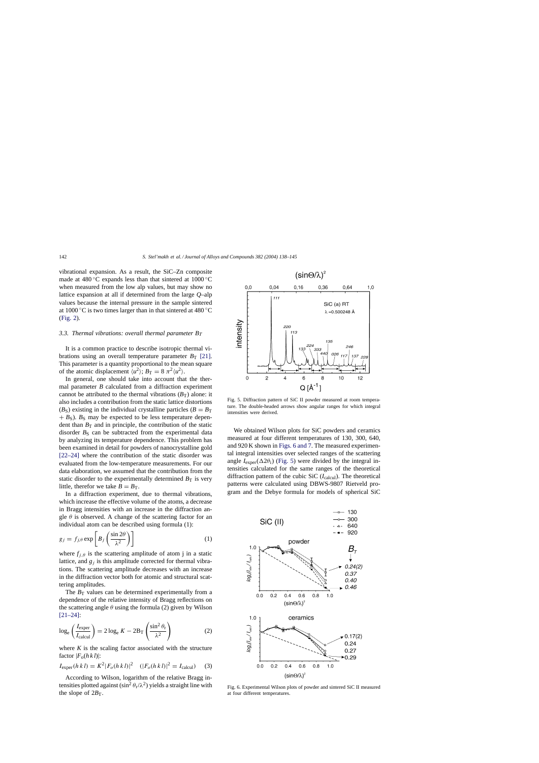vibrational expansion. As a result, the SiC–Zn composite made at 480 °C expands less than that sintered at 1000 °C when measured from the low alp values, but may show no lattice expansion at all if determined from the large $Q$–alp values because the internal pressure in the sample sintered at 1000 °C is two times larger than in that sintered at 480 °C (Fig. 2).

### 3.3. Thermal vibrations: overall thermal parameter $B_T$

It is a common practice to describe isotropic thermal vibrations using an overall temperature parameter $B_T$ [21]. This parameter is a quantity proportional to the mean square of the atomic displacement $\langle u^2 \rangle$; $B_T = 8\pi^2 \langle u^2 \rangle$.

In general, one should take into account that the thermal parameter $B$ calculated from a diffraction experiment cannot be attributed to the thermal vibrations ($B_T$) alone: it also includes a contribution from the static lattice distortions ($B_S$) existing in the individual crystalline particles ($B = B_T + B_S$). $B_S$ may be expected to be less temperature dependent than $B_T$ and in principle, the contribution of the static disorder $B_S$ can be subtracted from the experimental data by analyzing its temperature dependence. This problem has been examined in detail for powders of nanocrystalline gold [22–24] where the contribution of the static disorder was evaluated from the low-temperature measurements. For our data elaboration, we assumed that the contribution from the static disorder to the experimentally determined $B_T$ is very little, therefor we take $B = B_T$.

In a diffraction experiment, due to thermal vibrations, which increase the effective volume of the atoms, a decrease in Bragg intensities with an increase in the diffraction angle $\theta$ is observed. A change of the scattering factor for an individual atom can be described using formula (1):

$$g_j = f_{j,\theta} \exp\left[B_j \left(\frac{\sin 2\theta}{\lambda^2}\right)\right] \quad (1)$$

where $f_{j,\theta}$ is the scattering amplitude of atom j in a static lattice, and $g_j$ is this amplitude corrected for thermal vibrations. The scattering amplitude decreases with an increase in the diffraction vector both for atomic and structural scattering amplitudes.

The $B_T$ values can be determined experimentally from a dependence of the relative intensity of Bragg reflections on the scattering angle $\theta$ using the formula (2) given by Wilson [21–24]:

$$\log_e\left(\frac{I_{\text{exper}}}{I_{\text{calcul}}}\right) = 2\log_e K - 2B_T\left(\frac{\sin^2\theta_i}{\lambda^2}\right) \quad (2)$$

where $K$ is the scaling factor associated with the structure factor $|F_o(h\,k\,l)|$:

$$I_{\text{exper}}(h\,k\,l) = K^2 |F_o(h\,k\,l)|^2 \quad (|F_o(h\,k\,l)|^2 = I_{\text{calcul}}) \quad (3)$$

According to Wilson, logarithm of the relative Bragg intensities plotted against $(\sin^2\theta_i/\lambda^2)$ yields a straight line with the slope of $2B_T$.

Fig. 5. Diffraction pattern of SiC II powder measured at room temperature. The double-headed arrows show angular ranges for which integral intensities were derived.

We obtained Wilson plots for SiC powders and ceramics measured at four different temperatures of 130, 300, 640, and 920 K shown in Figs. 6 and 7. The measured experimental integral intensities over selected ranges of the scattering angle $I_{\text{exper}}(\Delta 2\theta_i)$ (Fig. 5) were divided by the integral intensities calculated for the same ranges of the theoretical diffraction pattern of the cubic SiC ($I_{\text{calcul}}$). The theoretical patterns were calculated using DBWS-9807 Rietveld program and the Debye formula for models of spherical SiC

Fig. 6. Experimental Wilson plots of powder and sintered SiC II measured at four different temperatures.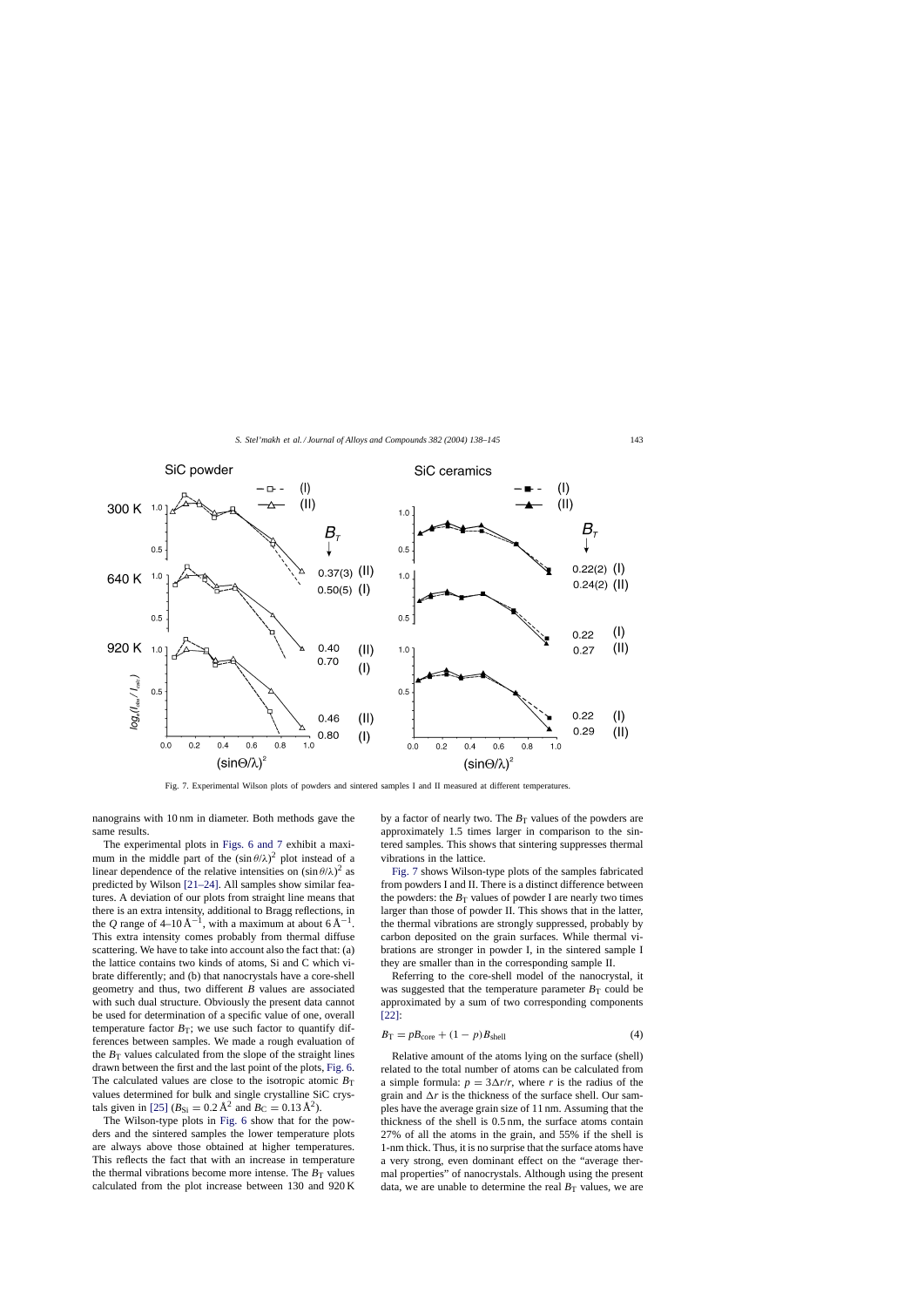Fig. 7. Experimental Wilson plots of powders and sintered samples I and II measured at different temperatures.

nanograins with 10 nm in diameter. Both methods gave the same results.

The experimental plots in Figs. 6 and 7 exhibit a maximum in the middle part of the $(\sin\theta/\lambda)^2$ plot instead of a linear dependence of the relative intensities on $(\sin\theta/\lambda)^2$ as predicted by Wilson [21–24]. All samples show similar features. A deviation of our plots from straight line means that there is an extra intensity, additional to Bragg reflections, in the $Q$ range of 4–10 Å$^{-1}$, with a maximum at about 6 Å$^{-1}$. This extra intensity comes probably from thermal diffuse scattering. We have to take into account also the fact that: (a) the lattice contains two kinds of atoms, Si and C which vibrate differently; and (b) that nanocrystals have a core-shell geometry and thus, two different $B$ values are associated with such dual structure. Obviously the present data cannot be used for determination of a specific value of one, overall temperature factor $B_T$; we use such factor to quantify differences between samples. We made a rough evaluation of the $B_T$ values calculated from the slope of the straight lines drawn between the first and the last point of the plots, Fig. 6. The calculated values are close to the isotropic atomic $B_T$ values determined for bulk and single crystalline SiC crystals given in [25] ($B_{Si} = 0.2$ Å$^2$ and $B_C = 0.13$ Å$^2$).

The Wilson-type plots in Fig. 6 show that for the powders and the sintered samples the lower temperature plots are always above those obtained at higher temperatures. This reflects the fact that with an increase in temperature the thermal vibrations become more intense. The $B_T$ values calculated from the plot increase between 130 and 920 K by a factor of nearly two. The $B_T$ values of the powders are approximately 1.5 times larger in comparison to the sintered samples. This shows that sintering suppresses thermal vibrations in the lattice.

Fig. 7 shows Wilson-type plots of the samples fabricated from powders I and II. There is a distinct difference between the powders: the $B_T$ values of powder I are nearly two times larger than those of powder II. This shows that in the latter, the thermal vibrations are strongly suppressed, probably by carbon deposited on the grain surfaces. While thermal vibrations are stronger in powder I, in the sintered sample I they are smaller than in the corresponding sample II.

Referring to the core-shell model of the nanocrystal, it was suggested that the temperature parameter $B_T$ could be approximated by a sum of two corresponding components [22]:

$$B_T = pB_{core} + (1 - p)B_{shell} \tag{4}$$

Relative amount of the atoms lying on the surface (shell) related to the total number of atoms can be calculated from a simple formula: $p = 3\Delta r/r$, where $r$ is the radius of the grain and $\Delta r$ is the thickness of the surface shell. Our samples have the average grain size of 11 nm. Assuming that the thickness of the shell is 0.5 nm, the surface atoms contain 27% of all the atoms in the grain, and 55% if the shell is 1-nm thick. Thus, it is no surprise that the surface atoms have a very strong, even dominant effect on the "average thermal properties" of nanocrystals. Although using the present data, we are unable to determine the real $B_T$ values, we are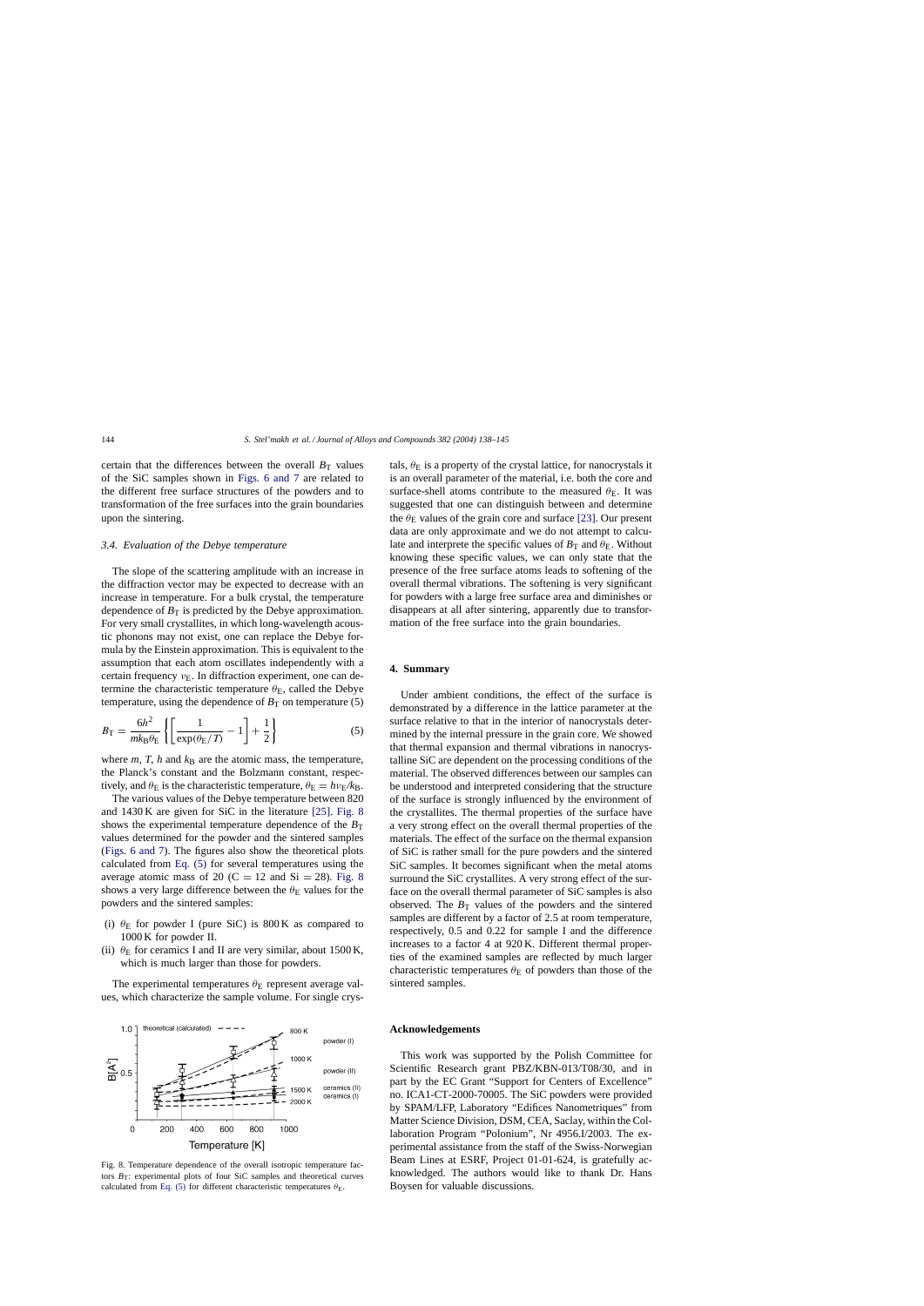certain that the differences between the overall $B_T$ values of the SiC samples shown in Figs. 6 and 7 are related to the different free surface structures of the powders and to transformation of the free surfaces into the grain boundaries upon the sintering.

### 3.4. Evaluation of the Debye temperature

The slope of the scattering amplitude with an increase in the diffraction vector may be expected to decrease with an increase in temperature. For a bulk crystal, the temperature dependence of $B_T$ is predicted by the Debye approximation. For very small crystallites, in which long-wavelength acoustic phonons may not exist, one can replace the Debye formula by the Einstein approximation. This is equivalent to the assumption that each atom oscillates independently with a certain frequency $\nu_E$. In diffraction experiment, one can determine the characteristic temperature $\theta_E$, called the Debye temperature, using the dependence of $B_T$ on temperature (5)

$$B_T = \frac{6h^2}{mk_B\theta_E}\left\{\left[\frac{1}{\exp(\theta_E/T)} - 1\right] + \frac{1}{2}\right\} \tag{5}$$

where $m$, $T$, $h$ and $k_B$ are the atomic mass, the temperature, the Planck's constant and the Bolzmann constant, respectively, and $\theta_E$ is the characteristic temperature, $\theta_E = h\nu_E/k_B$.

The various values of the Debye temperature between 820 and 1430 K are given for SiC in the literature [25]. Fig. 8 shows the experimental temperature dependence of the $B_T$ values determined for the powder and the sintered samples (Figs. 6 and 7). The figures also show the theoretical plots calculated from Eq. (5) for several temperatures using the average atomic mass of 20 (C = 12 and Si = 28). Fig. 8 shows a very large difference between the $\theta_E$ values for the powders and the sintered samples:

(i) $\theta_E$ for powder I (pure SiC) is 800 K as compared to 1000 K for powder II.
(ii) $\theta_E$ for ceramics I and II are very similar, about 1500 K, which is much larger than those for powders.

The experimental temperatures $\theta_E$ represent average values, which characterize the sample volume. For single crystals, $\theta_E$ is a property of the crystal lattice, for nanocrystals it is an overall parameter of the material, i.e. both the core and surface-shell atoms contribute to the measured $\theta_E$. It was suggested that one can distinguish between and determine the $\theta_E$ values of the grain core and surface [23]. Our present data are only approximate and we do not attempt to calculate and interprete the specific values of $B_T$ and $\theta_E$. Without knowing these specific values, we can only state that the presence of the free surface atoms leads to softening of the overall thermal vibrations. The softening is very significant for powders with a large free surface area and diminishes or disappears at all after sintering, apparently due to transformation of the free surface into the grain boundaries.

Fig. 8. Temperature dependence of the overall isotropic temperature factors $B_T$: experimental plots of four SiC samples and theoretical curves calculated from Eq. (5) for different characteristic temperatures $\theta_E$.

## 4. Summary

Under ambient conditions, the effect of the surface is demonstrated by a difference in the lattice parameter at the surface relative to that in the interior of nanocrystals determined by the internal pressure in the grain core. We showed that thermal expansion and thermal vibrations in nanocrystalline SiC are dependent on the processing conditions of the material. The observed differences between our samples can be understood and interpreted considering that the structure of the surface is strongly influenced by the environment of the crystallites. The thermal properties of the surface have a very strong effect on the overall thermal properties of the materials. The effect of the surface on the thermal expansion of SiC is rather small for the pure powders and the sintered SiC samples. It becomes significant when the metal atoms surround the SiC crystallites. A very strong effect of the surface on the overall thermal parameter of SiC samples is also observed. The $B_T$ values of the powders and the sintered samples are different by a factor of 2.5 at room temperature, respectively, 0.5 and 0.22 for sample I and the difference increases to a factor 4 at 920 K. Different thermal properties of the examined samples are reflected by much larger characteristic temperatures $\theta_E$ of powders than those of the sintered samples.

## Acknowledgements

This work was supported by the Polish Committee for Scientific Research grant PBZ/KBN-013/T08/30, and in part by the EC Grant "Support for Centers of Excellence" no. ICA1-CT-2000-70005. The SiC powders were provided by SPAM/LFP, Laboratory "Edifices Nanometriques" from Matter Science Division, DSM, CEA, Saclay, within the Collaboration Program "Polonium", Nr 4956.I/2003. The experimental assistance from the staff of the Swiss-Norwegian Beam Lines at ESRF, Project 01-01-624, is gratefully acknowledged. The authors would like to thank Dr. Hans Boysen for valuable discussions.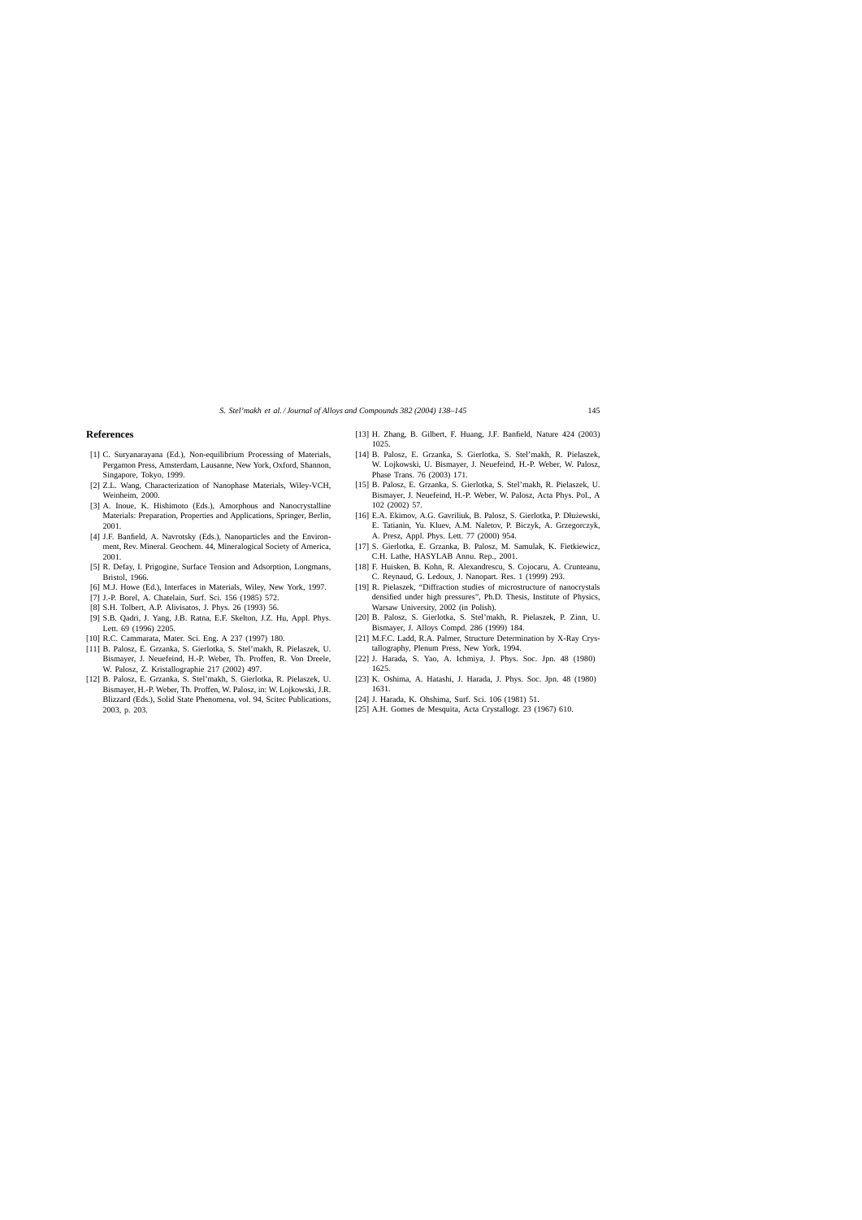## References

[1] C. Suryanarayana (Ed.), Non-equilibrium Processing of Materials, Pergamon Press, Amsterdam, Lausanne, New York, Oxford, Shannon, Singapore, Tokyo, 1999.

[2] Z.L. Wang, Characterization of Nanophase Materials, Wiley-VCH, Weinheim, 2000.

[3] A. Inoue, K. Hishimoto (Eds.), Amorphous and Nanocrystalline Materials: Preparation, Properties and Applications, Springer, Berlin, 2001.

[4] J.F. Banfield, A. Navrotsky (Eds.), Nanoparticles and the Environment, Rev. Mineral. Geochem. 44, Mineralogical Society of America, 2001.

[5] R. Defay, I. Prigogine, Surface Tension and Adsorption, Longmans, Bristol, 1966.

[6] M.J. Howe (Ed.), Interfaces in Materials, Wiley, New York, 1997.

[7] J.-P. Borel, A. Chatelain, Surf. Sci. 156 (1985) 572.

[8] S.H. Tolbert, A.P. Alivisatos, J. Phys. 26 (1993) 56.

[9] S.B. Qadri, J. Yang, J.B. Ratna, E.F. Skelton, J.Z. Hu, Appl. Phys. Lett. 69 (1996) 2205.

[10] R.C. Cammarata, Mater. Sci. Eng. A 237 (1997) 180.

[11] B. Palosz, E. Grzanka, S. Gierlotka, S. Stel'makh, R. Pielaszek, U. Bismayer, J. Neuefeind, H.-P. Weber, Th. Proffen, R. Von Dreele, W. Palosz, Z. Kristallographie 217 (2002) 497.

[12] B. Palosz, E. Grzanka, S. Stel'makh, S. Gierlotka, R. Pielaszek, U. Bismayer, H.-P. Weber, Th. Proffen, W. Palosz, in: W. Lojkowski, J.R. Blizzard (Eds.), Solid State Phenomena, vol. 94, Scitec Publications, 2003, p. 203.

[13] H. Zhang, B. Gilbert, F. Huang, J.F. Banfield, Nature 424 (2003) 1025.

[14] B. Palosz, E. Grzanka, S. Gierlotka, S. Stel'makh, R. Pielaszek, W. Lojkowski, U. Bismayer, J. Neuefeind, H.-P. Weber, W. Palosz, Phase Trans. 76 (2003) 171.

[15] B. Palosz, E. Grzanka, S. Gierlotka, S. Stel'makh, R. Pielaszek, U. Bismayer, J. Neuefeind, H.-P. Weber, W. Palosz, Acta Phys. Pol., A 102 (2002) 57.

[16] E.A. Ekimov, A.G. Gavriliuk, B. Palosz, S. Gierlotka, P. Dłużewski, E. Tatianin, Yu. Kluev, A.M. Naletov, P. Biczyk, A. Grzegorczyk, A. Presz, Appl. Phys. Lett. 77 (2000) 954.

[17] S. Gierlotka, E. Grzanka, B. Palosz, M. Samulak, K. Fietkiewicz, C.H. Lathe, HASYLAB Annu. Rep., 2001.

[18] F. Huisken, B. Kohn, R. Alexandrescu, S. Cojocaru, A. Crunteanu, C. Reynaud, G. Ledoux, J. Nanopart. Res. 1 (1999) 293.

[19] R. Pielaszek, "Diffraction studies of microstructure of nanocrystals densified under high pressures", Ph.D. Thesis, Institute of Physics, Warsaw University, 2002 (in Polish).

[20] B. Palosz, S. Gierlotka, S. Stel'makh, R. Pielaszek, P. Zinn, U. Bismayer, J. Alloys Compd. 286 (1999) 184.

[21] M.F.C. Ladd, R.A. Palmer, Structure Determination by X-Ray Crystallography, Plenum Press, New York, 1994.

[22] J. Harada, S. Yao, A. Ichmiya, J. Phys. Soc. Jpn. 48 (1980) 1625.

[23] K. Oshima, A. Hatashi, J. Harada, J. Phys. Soc. Jpn. 48 (1980) 1631.

[24] J. Harada, K. Ohshima, Surf. Sci. 106 (1981) 51.

[25] A.H. Gomes de Mesquita, Acta Crystallogr. 23 (1967) 610.